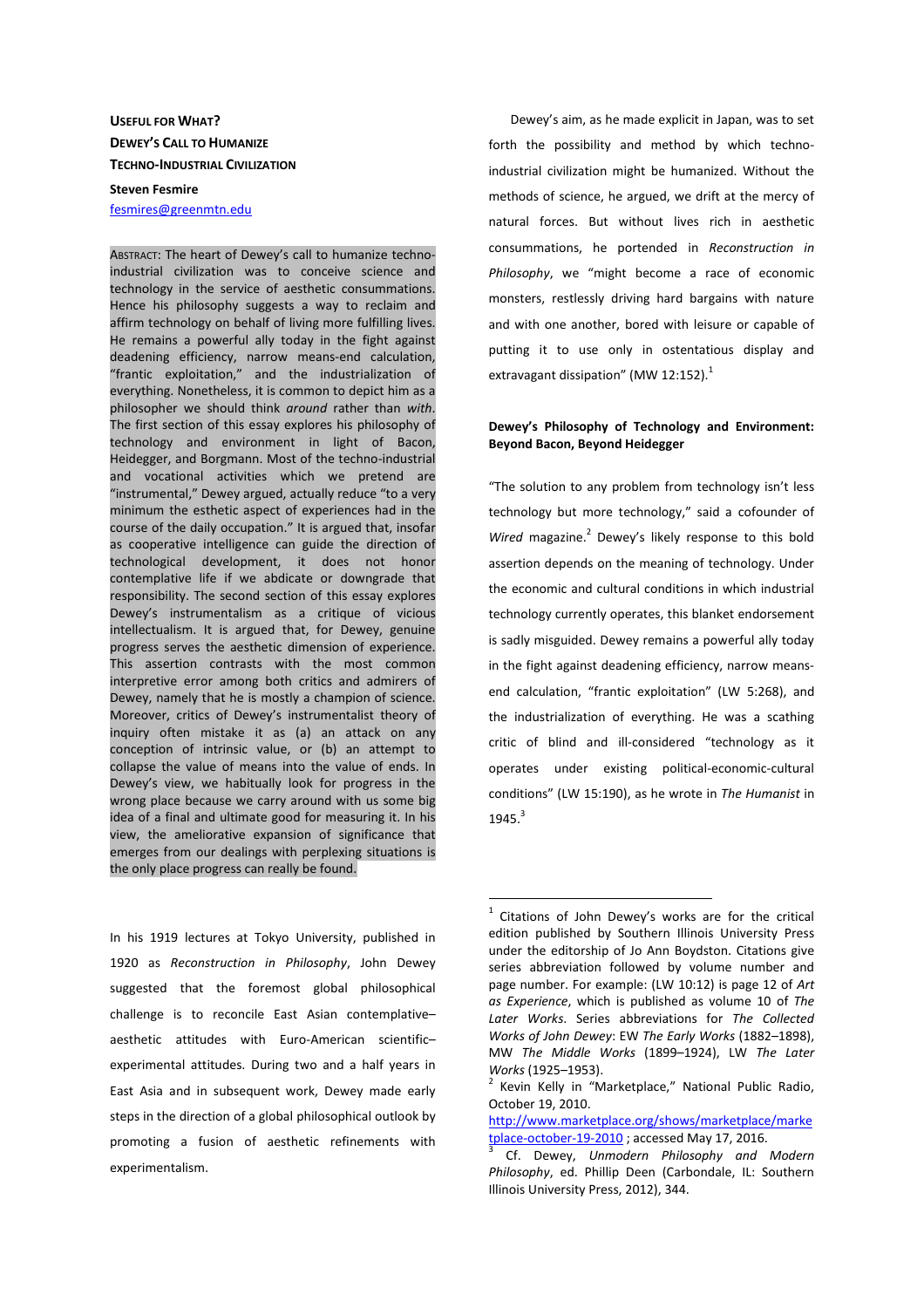# USEFUL FOR WHAT? DEWEY'S CALL TO HUMANIZE TECHNO-INDUSTRIAL CIVILIZATION

**Steven Fesmire**
fesmires@greenmtn.edu

ABSTRACT: The heart of Dewey's call to humanize techno-industrial civilization was to conceive science and technology in the service of aesthetic consummations. Hence his philosophy suggests a way to reclaim and affirm technology on behalf of living more fulfilling lives. He remains a powerful ally today in the fight against deadening efficiency, narrow means-end calculation, "frantic exploitation," and the industrialization of everything. Nonetheless, it is common to depict him as a philosopher we should think *around* rather than *with*. The first section of this essay explores his philosophy of technology and environment in light of Bacon, Heidegger, and Borgmann. Most of the techno-industrial and vocational activities which we pretend are "instrumental," Dewey argued, actually reduce "to a very minimum the esthetic aspect of experiences had in the course of the daily occupation." It is argued that, insofar as cooperative intelligence can guide the direction of technological development, it does not honor contemplative life if we abdicate or downgrade that responsibility. The second section of this essay explores Dewey's instrumentalism as a critique of vicious intellectualism. It is argued that, for Dewey, genuine progress serves the aesthetic dimension of experience. This assertion contrasts with the most common interpretive error among both critics and admirers of Dewey, namely that he is mostly a champion of science. Moreover, critics of Dewey's instrumentalist theory of inquiry often mistake it as (a) an attack on any conception of intrinsic value, or (b) an attempt to collapse the value of means into the value of ends. In Dewey's view, we habitually look for progress in the wrong place because we carry around with us some big idea of a final and ultimate good for measuring it. In his view, the ameliorative expansion of significance that emerges from our dealings with perplexing situations is the only place progress can really be found.

In his 1919 lectures at Tokyo University, published in 1920 as *Reconstruction in Philosophy*, John Dewey suggested that the foremost global philosophical challenge is to reconcile East Asian contemplative–aesthetic attitudes with Euro-American scientific–experimental attitudes. During two and a half years in East Asia and in subsequent work, Dewey made early steps in the direction of a global philosophical outlook by promoting a fusion of aesthetic refinements with experimentalism.

Dewey's aim, as he made explicit in Japan, was to set forth the possibility and method by which techno-industrial civilization might be humanized. Without the methods of science, he argued, we drift at the mercy of natural forces. But without lives rich in aesthetic consummations, he portended in *Reconstruction in Philosophy*, we "might become a race of economic monsters, restlessly driving hard bargains with nature and with one another, bored with leisure or capable of putting it to use only in ostentatious display and extravagant dissipation" (MW 12:152).[1]

## Dewey's Philosophy of Technology and Environment: Beyond Bacon, Beyond Heidegger

"The solution to any problem from technology isn't less technology but more technology," said a cofounder of *Wired* magazine.[2] Dewey's likely response to this bold assertion depends on the meaning of technology. Under the economic and cultural conditions in which industrial technology currently operates, this blanket endorsement is sadly misguided. Dewey remains a powerful ally today in the fight against deadening efficiency, narrow means-end calculation, "frantic exploitation" (LW 5:268), and the industrialization of everything. He was a scathing critic of blind and ill-considered "technology as it operates under existing political-economic-cultural conditions" (LW 15:190), as he wrote in *The Humanist* in 1945.[3]

---

[1] Citations of John Dewey's works are for the critical edition published by Southern Illinois University Press under the editorship of Jo Ann Boydston. Citations give series abbreviation followed by volume number and page number. For example: (LW 10:12) is page 12 of *Art as Experience*, which is published as volume 10 of *The Later Works*. Series abbreviations for *The Collected Works of John Dewey*: EW *The Early Works* (1882–1898), MW *The Middle Works* (1899–1924), LW *The Later Works* (1925–1953).

[2] Kevin Kelly in "Marketplace," National Public Radio, October 19, 2010. http://www.marketplace.org/shows/marketplace/marketplace-october-19-2010 ; accessed May 17, 2016.

[3] Cf. Dewey, *Unmodern Philosophy and Modern Philosophy*, ed. Phillip Deen (Carbondale, IL: Southern Illinois University Press, 2012), 344.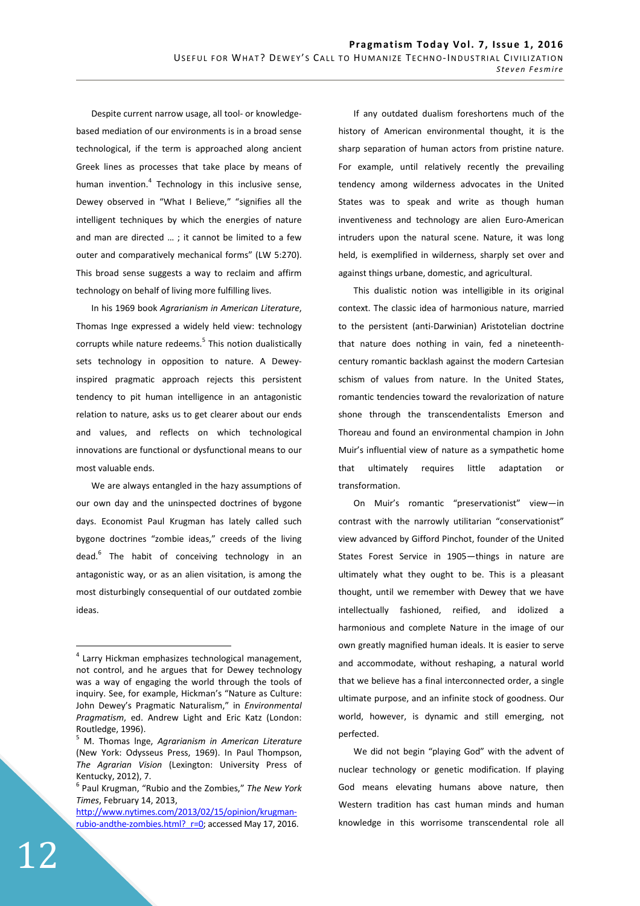Despite current narrow usage, all tool- or knowledge-based mediation of our environments is in a broad sense technological, if the term is approached along ancient Greek lines as processes that take place by means of human invention.[4] Technology in this inclusive sense, Dewey observed in "What I Believe," "signifies all the intelligent techniques by which the energies of nature and man are directed … ; it cannot be limited to a few outer and comparatively mechanical forms" (LW 5:270). This broad sense suggests a way to reclaim and affirm technology on behalf of living more fulfilling lives.

In his 1969 book *Agrarianism in American Literature*, Thomas Inge expressed a widely held view: technology corrupts while nature redeems.[5] This notion dualistically sets technology in opposition to nature. A Dewey-inspired pragmatic approach rejects this persistent tendency to pit human intelligence in an antagonistic relation to nature, asks us to get clearer about our ends and values, and reflects on which technological innovations are functional or dysfunctional means to our most valuable ends.

We are always entangled in the hazy assumptions of our own day and the uninspected doctrines of bygone days. Economist Paul Krugman has lately called such bygone doctrines "zombie ideas," creeds of the living dead.[6] The habit of conceiving technology in an antagonistic way, or as an alien visitation, is among the most disturbingly consequential of our outdated zombie ideas.

If any outdated dualism foreshortens much of the history of American environmental thought, it is the sharp separation of human actors from pristine nature. For example, until relatively recently the prevailing tendency among wilderness advocates in the United States was to speak and write as though human inventiveness and technology are alien Euro-American intruders upon the natural scene. Nature, it was long held, is exemplified in wilderness, sharply set over and against things urbane, domestic, and agricultural.

This dualistic notion was intelligible in its original context. The classic idea of harmonious nature, married to the persistent (anti-Darwinian) Aristotelian doctrine that nature does nothing in vain, fed a nineteenth-century romantic backlash against the modern Cartesian schism of values from nature. In the United States, romantic tendencies toward the revalorization of nature shone through the transcendentalists Emerson and Thoreau and found an environmental champion in John Muir's influential view of nature as a sympathetic home that ultimately requires little adaptation or transformation.

On Muir's romantic "preservationist" view—in contrast with the narrowly utilitarian "conservationist" view advanced by Gifford Pinchot, founder of the United States Forest Service in 1905—things in nature are ultimately what they ought to be. This is a pleasant thought, until we remember with Dewey that we have intellectually fashioned, reified, and idolized a harmonious and complete Nature in the image of our own greatly magnified human ideals. It is easier to serve and accommodate, without reshaping, a natural world that we believe has a final interconnected order, a single ultimate purpose, and an infinite stock of goodness. Our world, however, is dynamic and still emerging, not perfected.

We did not begin "playing God" with the advent of nuclear technology or genetic modification. If playing God means elevating humans above nature, then Western tradition has cast human minds and human knowledge in this worrisome transcendental role all

---

[4] Larry Hickman emphasizes technological management, not control, and he argues that for Dewey technology was a way of engaging the world through the tools of inquiry. See, for example, Hickman's "Nature as Culture: John Dewey's Pragmatic Naturalism," in *Environmental Pragmatism*, ed. Andrew Light and Eric Katz (London: Routledge, 1996).

[5] M. Thomas Inge, *Agrarianism in American Literature* (New York: Odysseus Press, 1969). In Paul Thompson, *The Agrarian Vision* (Lexington: University Press of Kentucky, 2012), 7.

[6] Paul Krugman, "Rubio and the Zombies," *The New York Times*, February 14, 2013, http://www.nytimes.com/2013/02/15/opinion/krugman-rubio-andthe-zombies.html?_r=0; accessed May 17, 2016.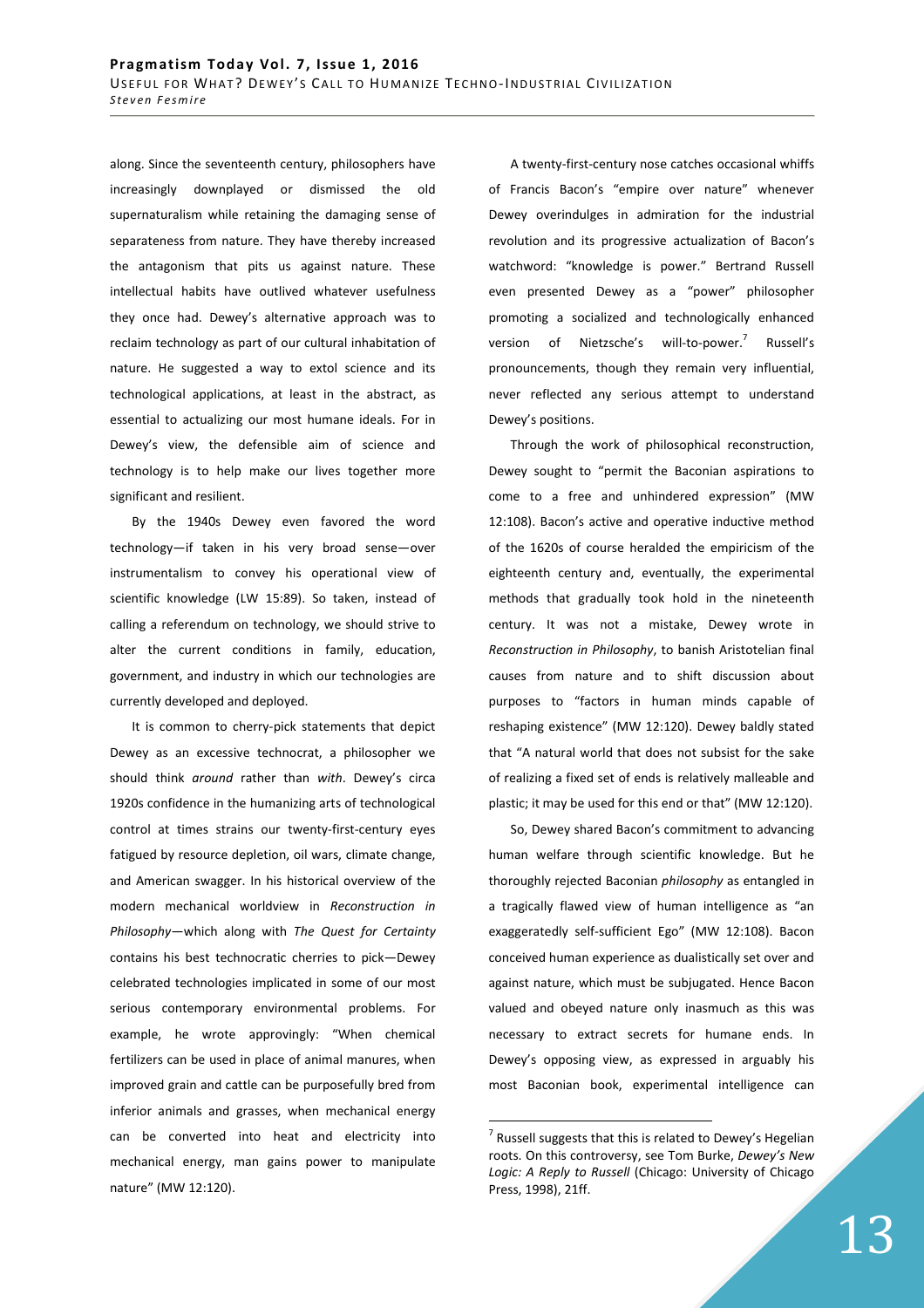along. Since the seventeenth century, philosophers have increasingly downplayed or dismissed the old supernaturalism while retaining the damaging sense of separateness from nature. They have thereby increased the antagonism that pits us against nature. These intellectual habits have outlived whatever usefulness they once had. Dewey's alternative approach was to reclaim technology as part of our cultural inhabitation of nature. He suggested a way to extol science and its technological applications, at least in the abstract, as essential to actualizing our most humane ideals. For in Dewey's view, the defensible aim of science and technology is to help make our lives together more significant and resilient.

By the 1940s Dewey even favored the word technology—if taken in his very broad sense—over instrumentalism to convey his operational view of scientific knowledge (LW 15:89). So taken, instead of calling a referendum on technology, we should strive to alter the current conditions in family, education, government, and industry in which our technologies are currently developed and deployed.

It is common to cherry-pick statements that depict Dewey as an excessive technocrat, a philosopher we should think *around* rather than *with*. Dewey's circa 1920s confidence in the humanizing arts of technological control at times strains our twenty-first-century eyes fatigued by resource depletion, oil wars, climate change, and American swagger. In his historical overview of the modern mechanical worldview in *Reconstruction in Philosophy*—which along with *The Quest for Certainty* contains his best technocratic cherries to pick—Dewey celebrated technologies implicated in some of our most serious contemporary environmental problems. For example, he wrote approvingly: "When chemical fertilizers can be used in place of animal manures, when improved grain and cattle can be purposefully bred from inferior animals and grasses, when mechanical energy can be converted into heat and electricity into mechanical energy, man gains power to manipulate nature" (MW 12:120).

A twenty-first-century nose catches occasional whiffs of Francis Bacon's "empire over nature" whenever Dewey overindulges in admiration for the industrial revolution and its progressive actualization of Bacon's watchword: "knowledge is power." Bertrand Russell even presented Dewey as a "power" philosopher promoting a socialized and technologically enhanced version of Nietzsche's will-to-power.[7] Russell's pronouncements, though they remain very influential, never reflected any serious attempt to understand Dewey's positions.

Through the work of philosophical reconstruction, Dewey sought to "permit the Baconian aspirations to come to a free and unhindered expression" (MW 12:108). Bacon's active and operative inductive method of the 1620s of course heralded the empiricism of the eighteenth century and, eventually, the experimental methods that gradually took hold in the nineteenth century. It was not a mistake, Dewey wrote in *Reconstruction in Philosophy*, to banish Aristotelian final causes from nature and to shift discussion about purposes to "factors in human minds capable of reshaping existence" (MW 12:120). Dewey baldly stated that "A natural world that does not subsist for the sake of realizing a fixed set of ends is relatively malleable and plastic; it may be used for this end or that" (MW 12:120).

So, Dewey shared Bacon's commitment to advancing human welfare through scientific knowledge. But he thoroughly rejected Baconian *philosophy* as entangled in a tragically flawed view of human intelligence as "an exaggeratedly self-sufficient Ego" (MW 12:108). Bacon conceived human experience as dualistically set over and against nature, which must be subjugated. Hence Bacon valued and obeyed nature only inasmuch as this was necessary to extract secrets for humane ends. In Dewey's opposing view, as expressed in arguably his most Baconian book, experimental intelligence can

---

[7] Russell suggests that this is related to Dewey's Hegelian roots. On this controversy, see Tom Burke, *Dewey's New Logic: A Reply to Russell* (Chicago: University of Chicago Press, 1998), 21ff.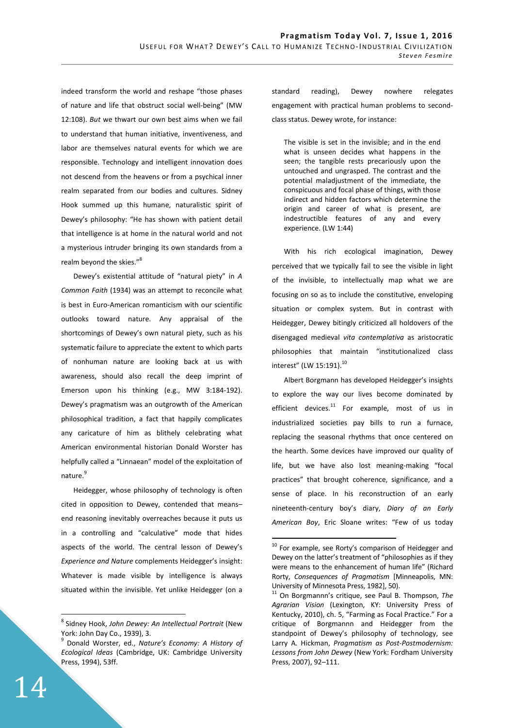indeed transform the world and reshape "those phases of nature and life that obstruct social well-being" (MW 12:108). *But* we thwart our own best aims when we fail to understand that human initiative, inventiveness, and labor are themselves natural events for which we are responsible. Technology and intelligent innovation does not descend from the heavens or from a psychical inner realm separated from our bodies and cultures. Sidney Hook summed up this humane, naturalistic spirit of Dewey's philosophy: "He has shown with patient detail that intelligence is at home in the natural world and not a mysterious intruder bringing its own standards from a realm beyond the skies."[8]

Dewey's existential attitude of "natural piety" in *A Common Faith* (1934) was an attempt to reconcile what is best in Euro-American romanticism with our scientific outlooks toward nature. Any appraisal of the shortcomings of Dewey's own natural piety, such as his systematic failure to appreciate the extent to which parts of nonhuman nature are looking back at us with awareness, should also recall the deep imprint of Emerson upon his thinking (e.g., MW 3:184-192). Dewey's pragmatism was an outgrowth of the American philosophical tradition, a fact that happily complicates any caricature of him as blithely celebrating what American environmental historian Donald Worster has helpfully called a "Linnaean" model of the exploitation of nature.[9]

Heidegger, whose philosophy of technology is often cited in opposition to Dewey, contended that means–end reasoning inevitably overreaches because it puts us in a controlling and "calculative" mode that hides aspects of the world. The central lesson of Dewey's *Experience and Nature* complements Heidegger's insight: Whatever is made visible by intelligence is always situated within the invisible. Yet unlike Heidegger (on a standard reading), Dewey nowhere relegates engagement with practical human problems to second-class status. Dewey wrote, for instance:

> The visible is set in the invisible; and in the end what is unseen decides what happens in the seen; the tangible rests precariously upon the untouched and ungrasped. The contrast and the potential maladjustment of the immediate, the conspicuous and focal phase of things, with those indirect and hidden factors which determine the origin and career of what is present, are indestructible features of any and every experience. (LW 1:44)

With his rich ecological imagination, Dewey perceived that we typically fail to see the visible in light of the invisible, to intellectually map what we are focusing on so as to include the constitutive, enveloping situation or complex system. But in contrast with Heidegger, Dewey bitingly criticized all holdovers of the disengaged medieval *vita contemplativa* as aristocratic philosophies that maintain "institutionalized class interest" (LW 15:191).[10]

Albert Borgmann has developed Heidegger's insights to explore the way our lives become dominated by efficient devices.[11] For example, most of us in industrialized societies pay bills to run a furnace, replacing the seasonal rhythms that once centered on the hearth. Some devices have improved our quality of life, but we have also lost meaning-making "focal practices" that brought coherence, significance, and a sense of place. In his reconstruction of an early nineteenth-century boy's diary, *Diary of an Early American Boy*, Eric Sloane writes: "Few of us today

---

[8] Sidney Hook, *John Dewey: An Intellectual Portrait* (New York: John Day Co., 1939), 3.

[9] Donald Worster, ed., *Nature's Economy: A History of Ecological Ideas* (Cambridge, UK: Cambridge University Press, 1994), 53ff.

[10] For example, see Rorty's comparison of Heidegger and Dewey on the latter's treatment of "philosophies as if they were means to the enhancement of human life" (Richard Rorty, *Consequences of Pragmatism* [Minneapolis, MN: University of Minnesota Press, 1982], 50).

[11] On Borgmannn's critique, see Paul B. Thompson, *The Agrarian Vision* (Lexington, KY: University Press of Kentucky, 2010), ch. 5, "Farming as Focal Practice." For a critique of Borgmannn and Heidegger from the standpoint of Dewey's philosophy of technology, see Larry A. Hickman, *Pragmatism as Post-Postmodernism: Lessons from John Dewey* (New York: Fordham University Press, 2007), 92–111.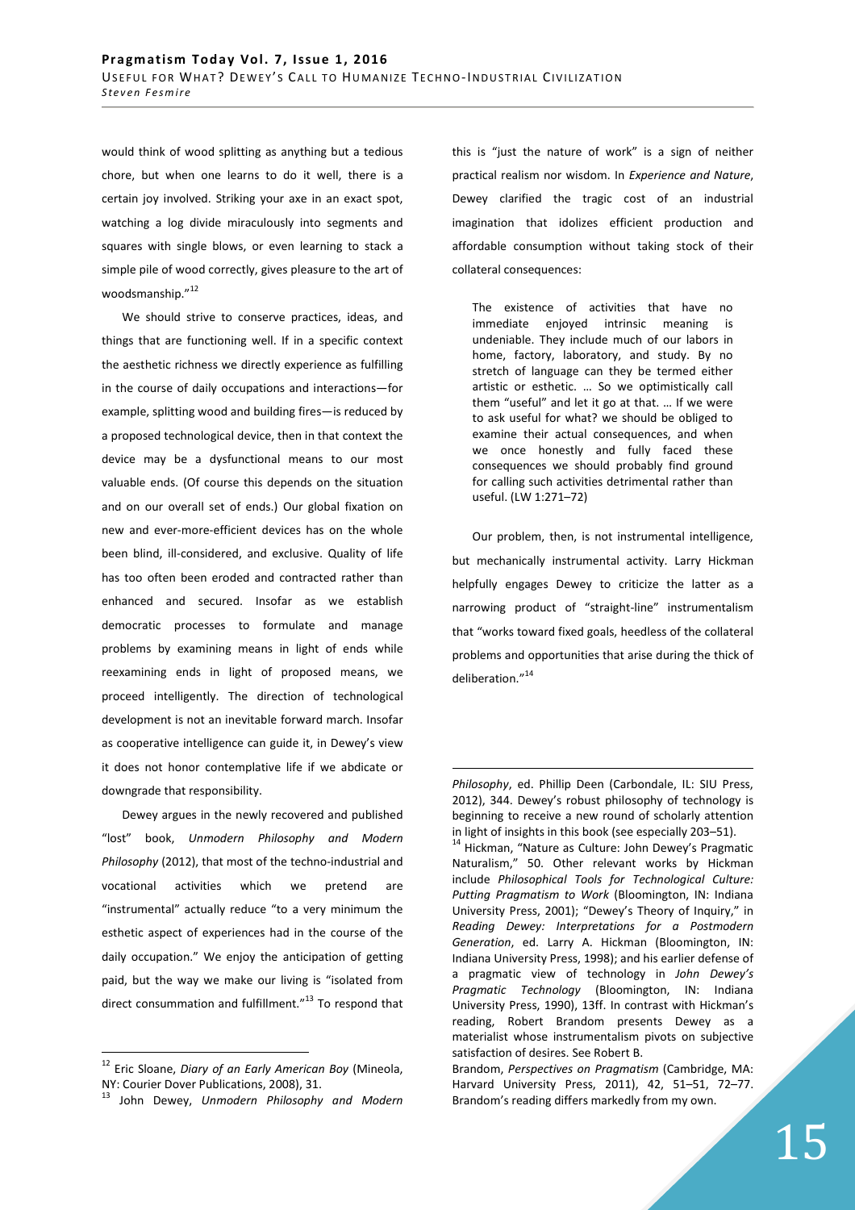would think of wood splitting as anything but a tedious chore, but when one learns to do it well, there is a certain joy involved. Striking your axe in an exact spot, watching a log divide miraculously into segments and squares with single blows, or even learning to stack a simple pile of wood correctly, gives pleasure to the art of woodsmanship."[12]

We should strive to conserve practices, ideas, and things that are functioning well. If in a specific context the aesthetic richness we directly experience as fulfilling in the course of daily occupations and interactions—for example, splitting wood and building fires—is reduced by a proposed technological device, then in that context the device may be a dysfunctional means to our most valuable ends. (Of course this depends on the situation and on our overall set of ends.) Our global fixation on new and ever-more-efficient devices has on the whole been blind, ill-considered, and exclusive. Quality of life has too often been eroded and contracted rather than enhanced and secured. Insofar as we establish democratic processes to formulate and manage problems by examining means in light of ends while reexamining ends in light of proposed means, we proceed intelligently. The direction of technological development is not an inevitable forward march. Insofar as cooperative intelligence can guide it, in Dewey's view it does not honor contemplative life if we abdicate or downgrade that responsibility.

Dewey argues in the newly recovered and published "lost" book, *Unmodern Philosophy and Modern Philosophy* (2012), that most of the techno-industrial and vocational activities which we pretend are "instrumental" actually reduce "to a very minimum the esthetic aspect of experiences had in the course of the daily occupation." We enjoy the anticipation of getting paid, but the way we make our living is "isolated from direct consummation and fulfillment."[13] To respond that this is "just the nature of work" is a sign of neither practical realism nor wisdom. In *Experience and Nature*, Dewey clarified the tragic cost of an industrial imagination that idolizes efficient production and affordable consumption without taking stock of their collateral consequences:

> The existence of activities that have no immediate enjoyed intrinsic meaning is undeniable. They include much of our labors in home, factory, laboratory, and study. By no stretch of language can they be termed either artistic or esthetic. … So we optimistically call them "useful" and let it go at that. … If we were to ask useful for what? we should be obliged to examine their actual consequences, and when we once honestly and fully faced these consequences we should probably find ground for calling such activities detrimental rather than useful. (LW 1:271–72)

Our problem, then, is not instrumental intelligence, but mechanically instrumental activity. Larry Hickman helpfully engages Dewey to criticize the latter as a narrowing product of "straight-line" instrumentalism that "works toward fixed goals, heedless of the collateral problems and opportunities that arise during the thick of deliberation."[14]

---

[12] Eric Sloane, *Diary of an Early American Boy* (Mineola, NY: Courier Dover Publications, 2008), 31.

[13] John Dewey, *Unmodern Philosophy and Modern Philosophy*, ed. Phillip Deen (Carbondale, IL: SIU Press, 2012), 344. Dewey's robust philosophy of technology is beginning to receive a new round of scholarly attention in light of insights in this book (see especially 203–51).

[14] Hickman, "Nature as Culture: John Dewey's Pragmatic Naturalism," 50. Other relevant works by Hickman include *Philosophical Tools for Technological Culture: Putting Pragmatism to Work* (Bloomington, IN: Indiana University Press, 2001); "Dewey's Theory of Inquiry," in *Reading Dewey: Interpretations for a Postmodern Generation*, ed. Larry A. Hickman (Bloomington, IN: Indiana University Press, 1998); and his earlier defense of a pragmatic view of technology in *John Dewey's Pragmatic Technology* (Bloomington, IN: Indiana University Press, 1990), 13ff. In contrast with Hickman's reading, Robert Brandom presents Dewey as a materialist whose instrumentalism pivots on subjective satisfaction of desires. See Robert B. Brandom, *Perspectives on Pragmatism* (Cambridge, MA: Harvard University Press, 2011), 42, 51–51, 72–77. Brandom's reading differs markedly from my own.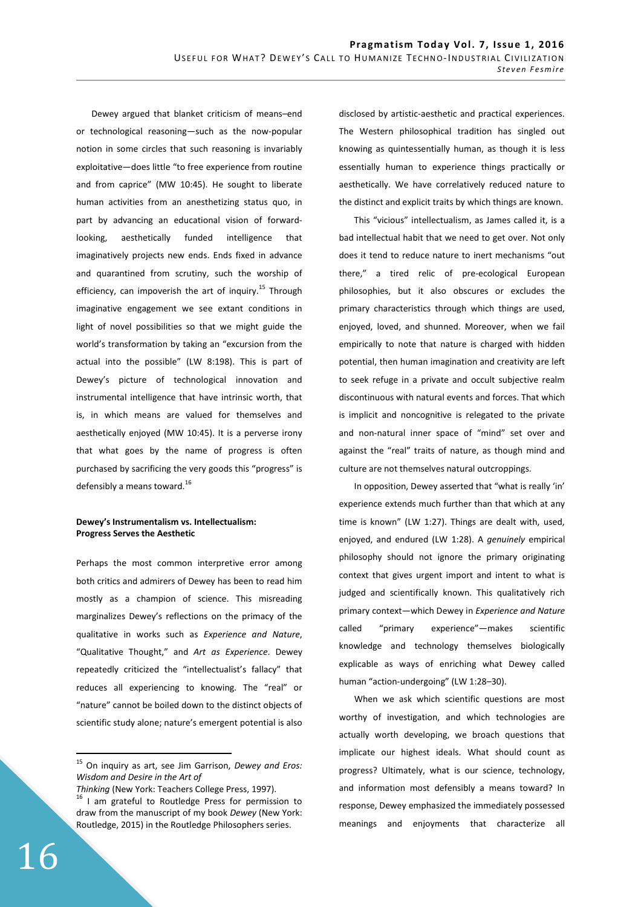Dewey argued that blanket criticism of means–end or technological reasoning—such as the now-popular notion in some circles that such reasoning is invariably exploitative—does little "to free experience from routine and from caprice" (MW 10:45). He sought to liberate human activities from an anesthetizing status quo, in part by advancing an educational vision of forward-looking, aesthetically funded intelligence that imaginatively projects new ends. Ends fixed in advance and quarantined from scrutiny, such the worship of efficiency, can impoverish the art of inquiry.[15] Through imaginative engagement we see extant conditions in light of novel possibilities so that we might guide the world's transformation by taking an "excursion from the actual into the possible" (LW 8:198). This is part of Dewey's picture of technological innovation and instrumental intelligence that have intrinsic worth, that is, in which means are valued for themselves and aesthetically enjoyed (MW 10:45). It is a perverse irony that what goes by the name of progress is often purchased by sacrificing the very goods this "progress" is defensibly a means toward.[16]

**Dewey's Instrumentalism vs. Intellectualism: Progress Serves the Aesthetic**

Perhaps the most common interpretive error among both critics and admirers of Dewey has been to read him mostly as a champion of science. This misreading marginalizes Dewey's reflections on the primacy of the qualitative in works such as *Experience and Nature*, "Qualitative Thought," and *Art as Experience*. Dewey repeatedly criticized the "intellectualist's fallacy" that reduces all experiencing to knowing. The "real" or "nature" cannot be boiled down to the distinct objects of scientific study alone; nature's emergent potential is also disclosed by artistic-aesthetic and practical experiences. The Western philosophical tradition has singled out knowing as quintessentially human, as though it is less essentially human to experience things practically or aesthetically. We have correlatively reduced nature to the distinct and explicit traits by which things are known.

This "vicious" intellectualism, as James called it, is a bad intellectual habit that we need to get over. Not only does it tend to reduce nature to inert mechanisms "out there," a tired relic of pre-ecological European philosophies, but it also obscures or excludes the primary characteristics through which things are used, enjoyed, loved, and shunned. Moreover, when we fail empirically to note that nature is charged with hidden potential, then human imagination and creativity are left to seek refuge in a private and occult subjective realm discontinuous with natural events and forces. That which is implicit and noncognitive is relegated to the private and non-natural inner space of "mind" set over and against the "real" traits of nature, as though mind and culture are not themselves natural outcroppings.

In opposition, Dewey asserted that "what is really 'in' experience extends much further than that which at any time is known" (LW 1:27). Things are dealt with, used, enjoyed, and endured (LW 1:28). A *genuinely* empirical philosophy should not ignore the primary originating context that gives urgent import and intent to what is judged and scientifically known. This qualitatively rich primary context—which Dewey in *Experience and Nature* called "primary experience"—makes scientific knowledge and technology themselves biologically explicable as ways of enriching what Dewey called human "action-undergoing" (LW 1:28–30).

When we ask which scientific questions are most worthy of investigation, and which technologies are actually worth developing, we broach questions that implicate our highest ideals. What should count as progress? Ultimately, what is our science, technology, and information most defensibly a means toward? In response, Dewey emphasized the immediately possessed meanings and enjoyments that characterize all

---

[15] On inquiry as art, see Jim Garrison, *Dewey and Eros: Wisdom and Desire in the Art of Thinking* (New York: Teachers College Press, 1997).

[16] I am grateful to Routledge Press for permission to draw from the manuscript of my book *Dewey* (New York: Routledge, 2015) in the Routledge Philosophers series.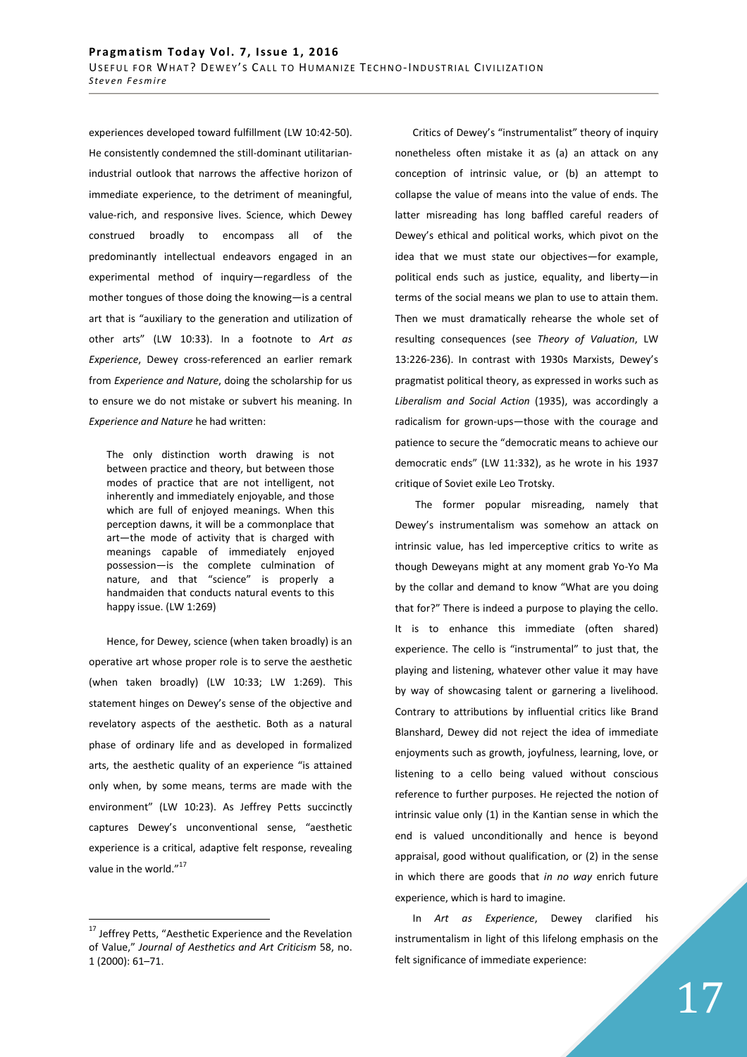experiences developed toward fulfillment (LW 10:42-50). He consistently condemned the still-dominant utilitarian-industrial outlook that narrows the affective horizon of immediate experience, to the detriment of meaningful, value-rich, and responsive lives. Science, which Dewey construed broadly to encompass all of the predominantly intellectual endeavors engaged in an experimental method of inquiry—regardless of the mother tongues of those doing the knowing—is a central art that is "auxiliary to the generation and utilization of other arts" (LW 10:33). In a footnote to *Art as Experience*, Dewey cross-referenced an earlier remark from *Experience and Nature*, doing the scholarship for us to ensure we do not mistake or subvert his meaning. In *Experience and Nature* he had written:

> The only distinction worth drawing is not between practice and theory, but between those modes of practice that are not intelligent, not inherently and immediately enjoyable, and those which are full of enjoyed meanings. When this perception dawns, it will be a commonplace that art—the mode of activity that is charged with meanings capable of immediately enjoyed possession—is the complete culmination of nature, and that "science" is properly a handmaiden that conducts natural events to this happy issue. (LW 1:269)

Hence, for Dewey, science (when taken broadly) is an operative art whose proper role is to serve the aesthetic (when taken broadly) (LW 10:33; LW 1:269). This statement hinges on Dewey's sense of the objective and revelatory aspects of the aesthetic. Both as a natural phase of ordinary life and as developed in formalized arts, the aesthetic quality of an experience "is attained only when, by some means, terms are made with the environment" (LW 10:23). As Jeffrey Petts succinctly captures Dewey's unconventional sense, "aesthetic experience is a critical, adaptive felt response, revealing value in the world."[17]

Critics of Dewey's "instrumentalist" theory of inquiry nonetheless often mistake it as (a) an attack on any conception of intrinsic value, or (b) an attempt to collapse the value of means into the value of ends. The latter misreading has long baffled careful readers of Dewey's ethical and political works, which pivot on the idea that we must state our objectives—for example, political ends such as justice, equality, and liberty—in terms of the social means we plan to use to attain them. Then we must dramatically rehearse the whole set of resulting consequences (see *Theory of Valuation*, LW 13:226-236). In contrast with 1930s Marxists, Dewey's pragmatist political theory, as expressed in works such as *Liberalism and Social Action* (1935), was accordingly a radicalism for grown-ups—those with the courage and patience to secure the "democratic means to achieve our democratic ends" (LW 11:332), as he wrote in his 1937 critique of Soviet exile Leo Trotsky.

The former popular misreading, namely that Dewey's instrumentalism was somehow an attack on intrinsic value, has led imperceptive critics to write as though Deweyans might at any moment grab Yo-Yo Ma by the collar and demand to know "What are you doing that for?" There is indeed a purpose to playing the cello. It is to enhance this immediate (often shared) experience. The cello is "instrumental" to just that, the playing and listening, whatever other value it may have by way of showcasing talent or garnering a livelihood. Contrary to attributions by influential critics like Brand Blanshard, Dewey did not reject the idea of immediate enjoyments such as growth, joyfulness, learning, love, or listening to a cello being valued without conscious reference to further purposes. He rejected the notion of intrinsic value only (1) in the Kantian sense in which the end is valued unconditionally and hence is beyond appraisal, good without qualification, or (2) in the sense in which there are goods that *in no way* enrich future experience, which is hard to imagine.

In *Art as Experience*, Dewey clarified his instrumentalism in light of this lifelong emphasis on the felt significance of immediate experience:

[17] Jeffrey Petts, "Aesthetic Experience and the Revelation of Value," *Journal of Aesthetics and Art Criticism* 58, no. 1 (2000): 61–71.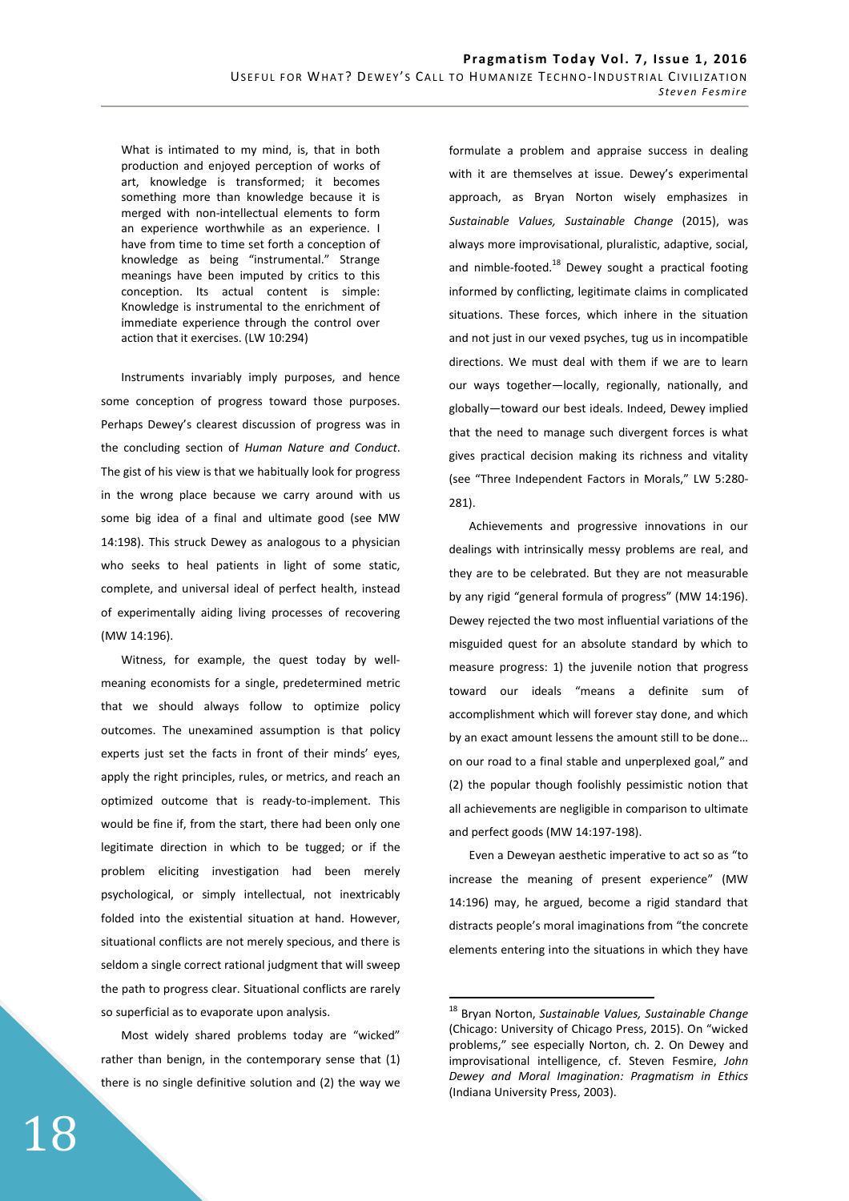> What is intimated to my mind, is, that in both production and enjoyed perception of works of art, knowledge is transformed; it becomes something more than knowledge because it is merged with non-intellectual elements to form an experience worthwhile as an experience. I have from time to time set forth a conception of knowledge as being "instrumental." Strange meanings have been imputed by critics to this conception. Its actual content is simple: Knowledge is instrumental to the enrichment of immediate experience through the control over action that it exercises. (LW 10:294)

Instruments invariably imply purposes, and hence some conception of progress toward those purposes. Perhaps Dewey's clearest discussion of progress was in the concluding section of *Human Nature and Conduct*. The gist of his view is that we habitually look for progress in the wrong place because we carry around with us some big idea of a final and ultimate good (see MW 14:198). This struck Dewey as analogous to a physician who seeks to heal patients in light of some static, complete, and universal ideal of perfect health, instead of experimentally aiding living processes of recovering (MW 14:196).

Witness, for example, the quest today by well-meaning economists for a single, predetermined metric that we should always follow to optimize policy outcomes. The unexamined assumption is that policy experts just set the facts in front of their minds' eyes, apply the right principles, rules, or metrics, and reach an optimized outcome that is ready-to-implement. This would be fine if, from the start, there had been only one legitimate direction in which to be tugged; or if the problem eliciting investigation had been merely psychological, or simply intellectual, not inextricably folded into the existential situation at hand. However, situational conflicts are not merely specious, and there is seldom a single correct rational judgment that will sweep the path to progress clear. Situational conflicts are rarely so superficial as to evaporate upon analysis.

Most widely shared problems today are "wicked" rather than benign, in the contemporary sense that (1) there is no single definitive solution and (2) the way we formulate a problem and appraise success in dealing with it are themselves at issue. Dewey's experimental approach, as Bryan Norton wisely emphasizes in *Sustainable Values, Sustainable Change* (2015), was always more improvisational, pluralistic, adaptive, social, and nimble-footed.[18] Dewey sought a practical footing informed by conflicting, legitimate claims in complicated situations. These forces, which inhere in the situation and not just in our vexed psyches, tug us in incompatible directions. We must deal with them if we are to learn our ways together—locally, regionally, nationally, and globally—toward our best ideals. Indeed, Dewey implied that the need to manage such divergent forces is what gives practical decision making its richness and vitality (see "Three Independent Factors in Morals," LW 5:280-281).

Achievements and progressive innovations in our dealings with intrinsically messy problems are real, and they are to be celebrated. But they are not measurable by any rigid "general formula of progress" (MW 14:196). Dewey rejected the two most influential variations of the misguided quest for an absolute standard by which to measure progress: 1) the juvenile notion that progress toward our ideals "means a definite sum of accomplishment which will forever stay done, and which by an exact amount lessens the amount still to be done… on our road to a final stable and unperplexed goal," and (2) the popular though foolishly pessimistic notion that all achievements are negligible in comparison to ultimate and perfect goods (MW 14:197-198).

Even a Deweyan aesthetic imperative to act so as "to increase the meaning of present experience" (MW 14:196) may, he argued, become a rigid standard that distracts people's moral imaginations from "the concrete elements entering into the situations in which they have

---

[18] Bryan Norton, *Sustainable Values, Sustainable Change* (Chicago: University of Chicago Press, 2015). On "wicked problems," see especially Norton, ch. 2. On Dewey and improvisational intelligence, cf. Steven Fesmire, *John Dewey and Moral Imagination: Pragmatism in Ethics* (Indiana University Press, 2003).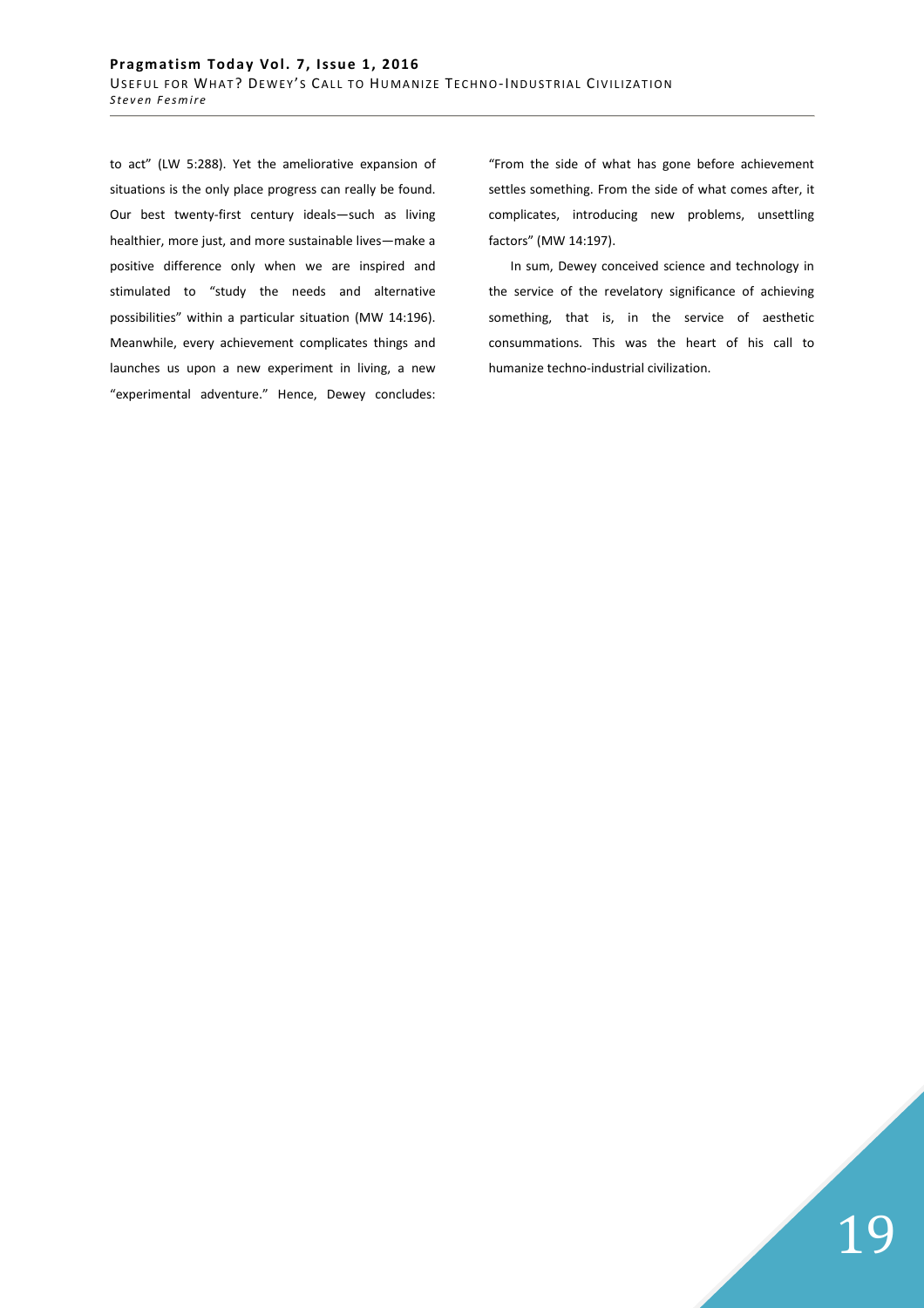to act" (LW 5:288). Yet the ameliorative expansion of situations is the only place progress can really be found. Our best twenty-first century ideals—such as living healthier, more just, and more sustainable lives—make a positive difference only when we are inspired and stimulated to "study the needs and alternative possibilities" within a particular situation (MW 14:196). Meanwhile, every achievement complicates things and launches us upon a new experiment in living, a new "experimental adventure." Hence, Dewey concludes: "From the side of what has gone before achievement settles something. From the side of what comes after, it complicates, introducing new problems, unsettling factors" (MW 14:197).

In sum, Dewey conceived science and technology in the service of the revelatory significance of achieving something, that is, in the service of aesthetic consummations. This was the heart of his call to humanize techno-industrial civilization.